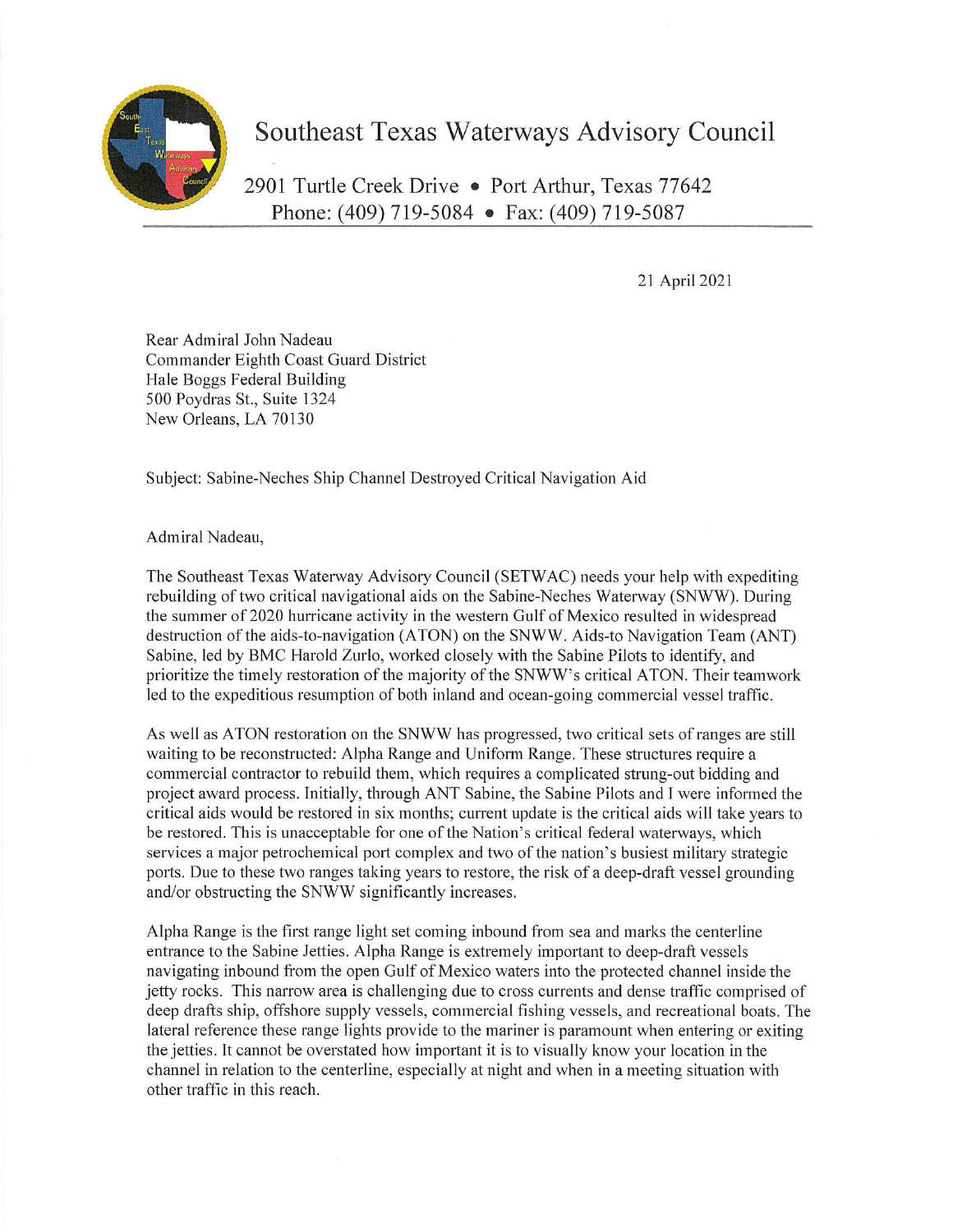# Southeast Texas Waterways Advisory Council

2901 Turtle Creek Drive • Port Arthur, Texas 77642
Phone: (409) 719-5084 • Fax: (409) 719-5087

21 April 2021

Rear Admiral John Nadeau
Commander Eighth Coast Guard District
Hale Boggs Federal Building
500 Poydras St., Suite 1324
New Orleans, LA 70130

Subject: Sabine-Neches Ship Channel Destroyed Critical Navigation Aid

Admiral Nadeau,

The Southeast Texas Waterway Advisory Council (SETWAC) needs your help with expediting rebuilding of two critical navigational aids on the Sabine-Neches Waterway (SNWW). During the summer of 2020 hurricane activity in the western Gulf of Mexico resulted in widespread destruction of the aids-to-navigation (ATON) on the SNWW. Aids-to Navigation Team (ANT) Sabine, led by BMC Harold Zurlo, worked closely with the Sabine Pilots to identify, and prioritize the timely restoration of the majority of the SNWW's critical ATON. Their teamwork led to the expeditious resumption of both inland and ocean-going commercial vessel traffic.

As well as ATON restoration on the SNWW has progressed, two critical sets of ranges are still waiting to be reconstructed: Alpha Range and Uniform Range. These structures require a commercial contractor to rebuild them, which requires a complicated strung-out bidding and project award process. Initially, through ANT Sabine, the Sabine Pilots and I were informed the critical aids would be restored in six months; current update is the critical aids will take years to be restored. This is unacceptable for one of the Nation's critical federal waterways, which services a major petrochemical port complex and two of the nation's busiest military strategic ports. Due to these two ranges taking years to restore, the risk of a deep-draft vessel grounding and/or obstructing the SNWW significantly increases.

Alpha Range is the first range light set coming inbound from sea and marks the centerline entrance to the Sabine Jetties. Alpha Range is extremely important to deep-draft vessels navigating inbound from the open Gulf of Mexico waters into the protected channel inside the jetty rocks. This narrow area is challenging due to cross currents and dense traffic comprised of deep drafts ship, offshore supply vessels, commercial fishing vessels, and recreational boats. The lateral reference these range lights provide to the mariner is paramount when entering or exiting the jetties. It cannot be overstated how important it is to visually know your location in the channel in relation to the centerline, especially at night and when in a meeting situation with other traffic in this reach.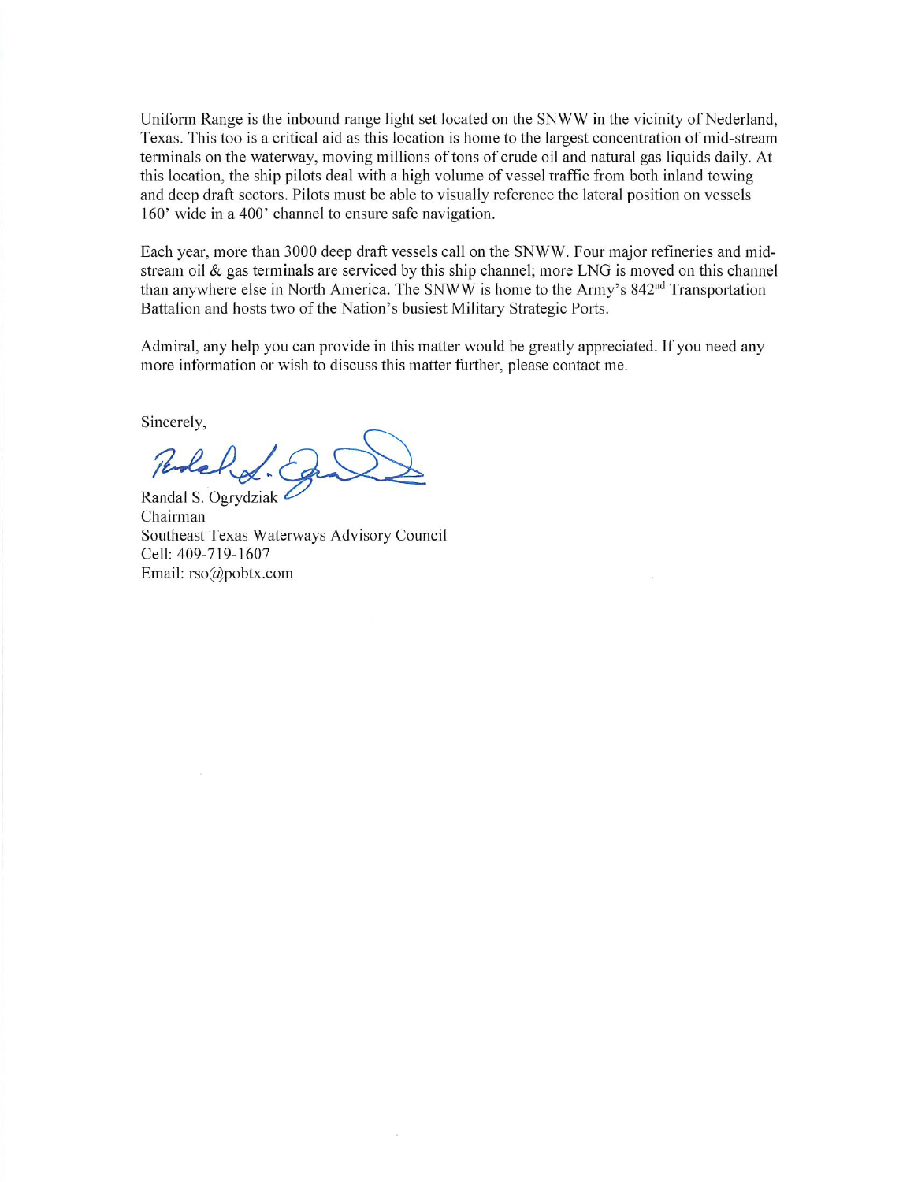Uniform Range is the inbound range light set located on the SNWW in the vicinity of Nederland, Texas. This too is a critical aid as this location is home to the largest concentration of mid-stream terminals on the waterway, moving millions of tons of crude oil and natural gas liquids daily. At this location, the ship pilots deal with a high volume of vessel traffic from both inland towing and deep draft sectors. Pilots must be able to visually reference the lateral position on vessels 160' wide in a 400' channel to ensure safe navigation.

Each year, more than 3000 deep draft vessels call on the SNWW. Four major refineries and mid-stream oil & gas terminals are serviced by this ship channel; more LNG is moved on this channel than anywhere else in North America. The SNWW is home to the Army's 842nd Transportation Battalion and hosts two of the Nation's busiest Military Strategic Ports.

Admiral, any help you can provide in this matter would be greatly appreciated. If you need any more information or wish to discuss this matter further, please contact me.

Sincerely,

Randal S. Ogrydziak
Chairman
Southeast Texas Waterways Advisory Council
Cell: 409-719-1607
Email: rso@pobtx.com